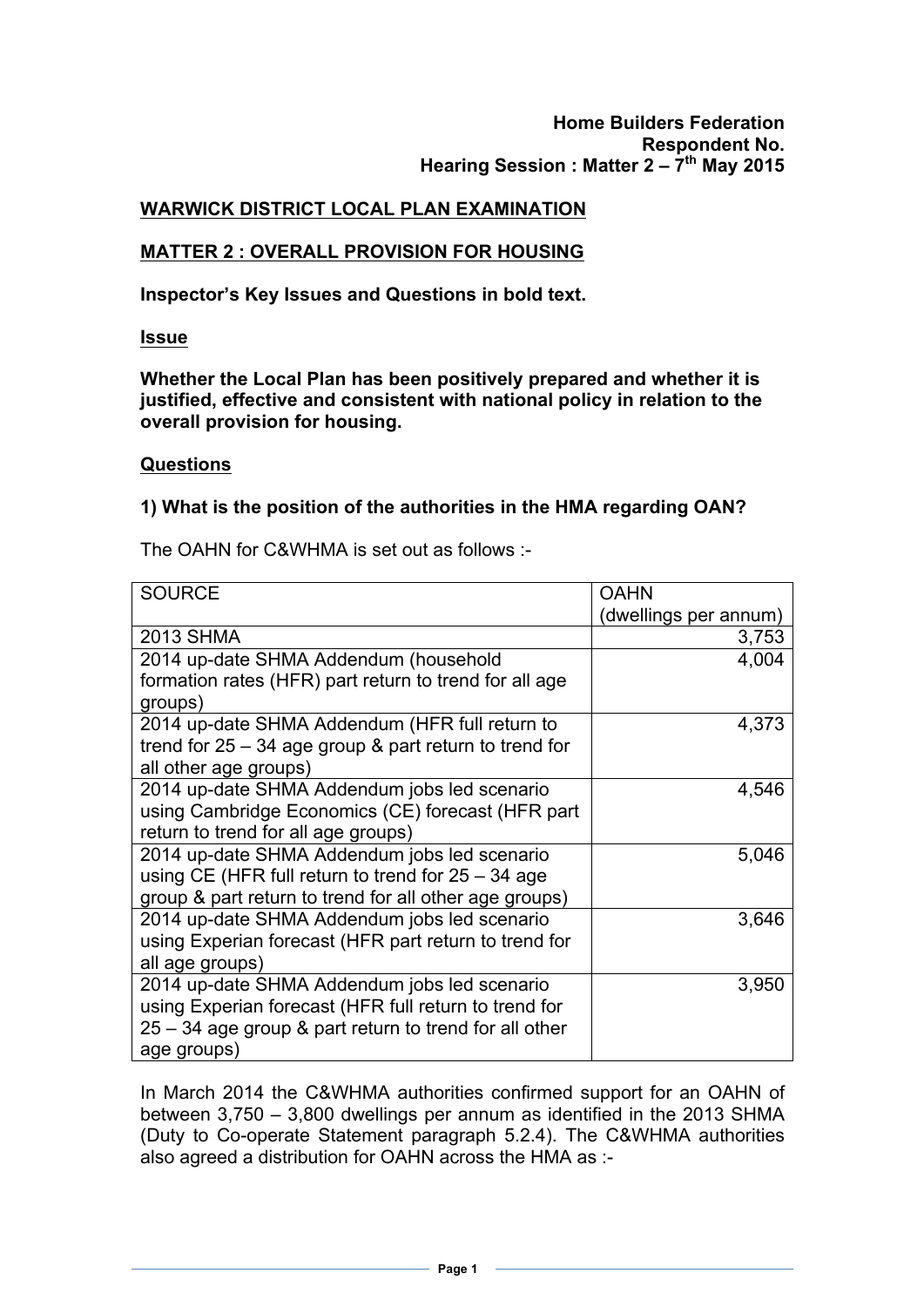**Home Builders Federation**
**Respondent No.**
**Hearing Session : Matter 2 – 7th May 2015**

## WARWICK DISTRICT LOCAL PLAN EXAMINATION

## MATTER 2 : OVERALL PROVISION FOR HOUSING

**Inspector's Key Issues and Questions in bold text.**

### Issue

**Whether the Local Plan has been positively prepared and whether it is justified, effective and consistent with national policy in relation to the overall provision for housing.**

### Questions

**1) What is the position of the authorities in the HMA regarding OAN?**

The OAHN for C&WHMA is set out as follows :-

| SOURCE | OAHN (dwellings per annum) |
|---|---|
| 2013 SHMA | 3,753 |
| 2014 up-date SHMA Addendum (household formation rates (HFR) part return to trend for all age groups) | 4,004 |
| 2014 up-date SHMA Addendum (HFR full return to trend for 25 – 34 age group & part return to trend for all other age groups) | 4,373 |
| 2014 up-date SHMA Addendum jobs led scenario using Cambridge Economics (CE) forecast (HFR part return to trend for all age groups) | 4,546 |
| 2014 up-date SHMA Addendum jobs led scenario using CE (HFR full return to trend for 25 – 34 age group & part return to trend for all other age groups) | 5,046 |
| 2014 up-date SHMA Addendum jobs led scenario using Experian forecast (HFR part return to trend for all age groups) | 3,646 |
| 2014 up-date SHMA Addendum jobs led scenario using Experian forecast (HFR full return to trend for 25 – 34 age group & part return to trend for all other age groups) | 3,950 |

In March 2014 the C&WHMA authorities confirmed support for an OAHN of between 3,750 – 3,800 dwellings per annum as identified in the 2013 SHMA (Duty to Co-operate Statement paragraph 5.2.4). The C&WHMA authorities also agreed a distribution for OAHN across the HMA as :-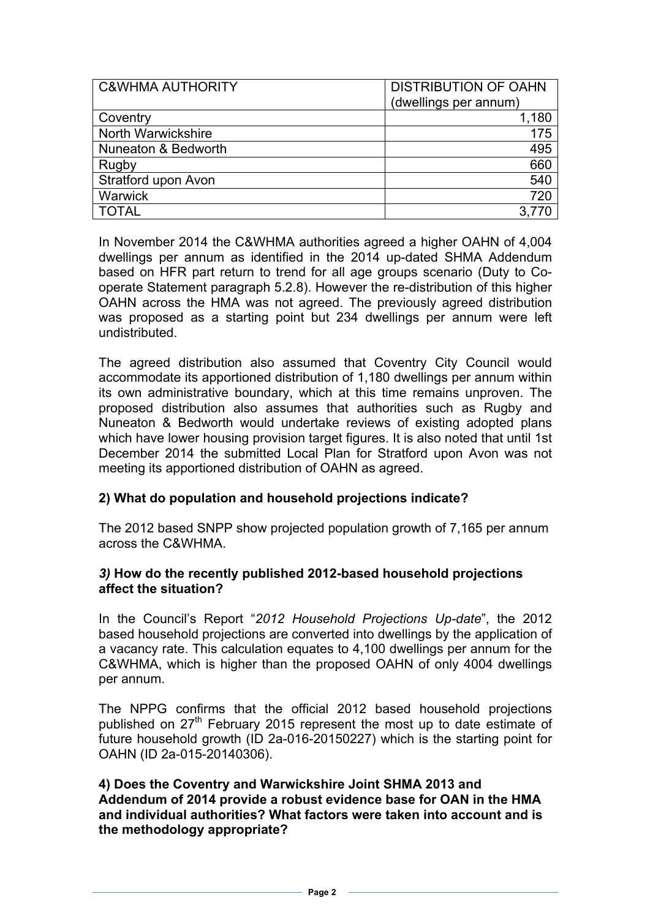| C&WHMA AUTHORITY | DISTRIBUTION OF OAHN (dwellings per annum) |
|---|---|
| Coventry | 1,180 |
| North Warwickshire | 175 |
| Nuneaton & Bedworth | 495 |
| Rugby | 660 |
| Stratford upon Avon | 540 |
| Warwick | 720 |
| TOTAL | 3,770 |

In November 2014 the C&WHMA authorities agreed a higher OAHN of 4,004 dwellings per annum as identified in the 2014 up-dated SHMA Addendum based on HFR part return to trend for all age groups scenario (Duty to Co-operate Statement paragraph 5.2.8). However the re-distribution of this higher OAHN across the HMA was not agreed. The previously agreed distribution was proposed as a starting point but 234 dwellings per annum were left undistributed.

The agreed distribution also assumed that Coventry City Council would accommodate its apportioned distribution of 1,180 dwellings per annum within its own administrative boundary, which at this time remains unproven. The proposed distribution also assumes that authorities such as Rugby and Nuneaton & Bedworth would undertake reviews of existing adopted plans which have lower housing provision target figures. It is also noted that until 1st December 2014 the submitted Local Plan for Stratford upon Avon was not meeting its apportioned distribution of OAHN as agreed.

**2) What do population and household projections indicate?**

The 2012 based SNPP show projected population growth of 7,165 per annum across the C&WHMA.

***3)* How do the recently published 2012-based household projections affect the situation?**

In the Council's Report "*2012 Household Projections Up-date*", the 2012 based household projections are converted into dwellings by the application of a vacancy rate. This calculation equates to 4,100 dwellings per annum for the C&WHMA, which is higher than the proposed OAHN of only 4004 dwellings per annum.

The NPPG confirms that the official 2012 based household projections published on 27th February 2015 represent the most up to date estimate of future household growth (ID 2a-016-20150227) which is the starting point for OAHN (ID 2a-015-20140306).

**4) Does the Coventry and Warwickshire Joint SHMA 2013 and Addendum of 2014 provide a robust evidence base for OAN in the HMA and individual authorities? What factors were taken into account and is the methodology appropriate?**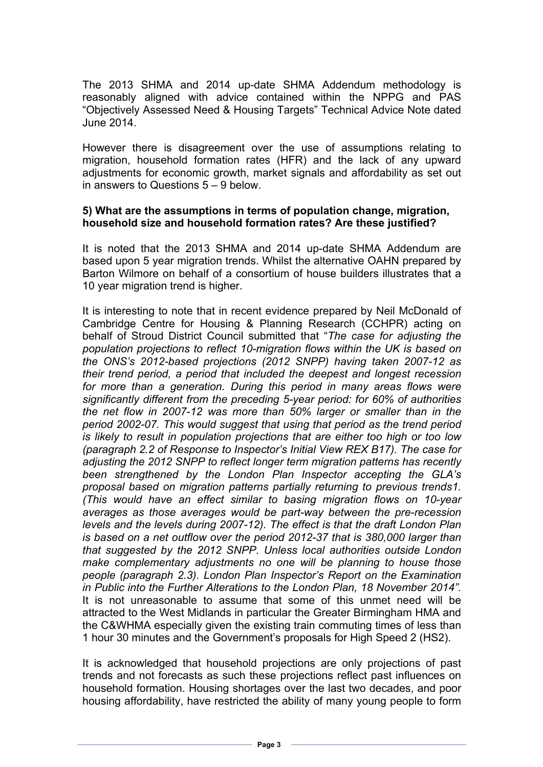The 2013 SHMA and 2014 up-date SHMA Addendum methodology is reasonably aligned with advice contained within the NPPG and PAS "Objectively Assessed Need & Housing Targets" Technical Advice Note dated June 2014.

However there is disagreement over the use of assumptions relating to migration, household formation rates (HFR) and the lack of any upward adjustments for economic growth, market signals and affordability as set out in answers to Questions 5 – 9 below.

**5) What are the assumptions in terms of population change, migration, household size and household formation rates? Are these justified?**

It is noted that the 2013 SHMA and 2014 up-date SHMA Addendum are based upon 5 year migration trends. Whilst the alternative OAHN prepared by Barton Wilmore on behalf of a consortium of house builders illustrates that a 10 year migration trend is higher.

It is interesting to note that in recent evidence prepared by Neil McDonald of Cambridge Centre for Housing & Planning Research (CCHPR) acting on behalf of Stroud District Council submitted that "*The case for adjusting the population projections to reflect 10-migration flows within the UK is based on the ONS's 2012-based projections (2012 SNPP) having taken 2007-12 as their trend period, a period that included the deepest and longest recession for more than a generation. During this period in many areas flows were significantly different from the preceding 5-year period: for 60% of authorities the net flow in 2007-12 was more than 50% larger or smaller than in the period 2002-07. This would suggest that using that period as the trend period is likely to result in population projections that are either too high or too low (paragraph 2.2 of Response to Inspector's Initial View REX B17). The case for adjusting the 2012 SNPP to reflect longer term migration patterns has recently been strengthened by the London Plan Inspector accepting the GLA's proposal based on migration patterns partially returning to previous trends1. (This would have an effect similar to basing migration flows on 10-year averages as those averages would be part-way between the pre-recession levels and the levels during 2007-12). The effect is that the draft London Plan is based on a net outflow over the period 2012-37 that is 380,000 larger than that suggested by the 2012 SNPP. Unless local authorities outside London make complementary adjustments no one will be planning to house those people (paragraph 2.3). London Plan Inspector's Report on the Examination in Public into the Further Alterations to the London Plan, 18 November 2014".* It is not unreasonable to assume that some of this unmet need will be attracted to the West Midlands in particular the Greater Birmingham HMA and the C&WHMA especially given the existing train commuting times of less than 1 hour 30 minutes and the Government's proposals for High Speed 2 (HS2).

It is acknowledged that household projections are only projections of past trends and not forecasts as such these projections reflect past influences on household formation. Housing shortages over the last two decades, and poor housing affordability, have restricted the ability of many young people to form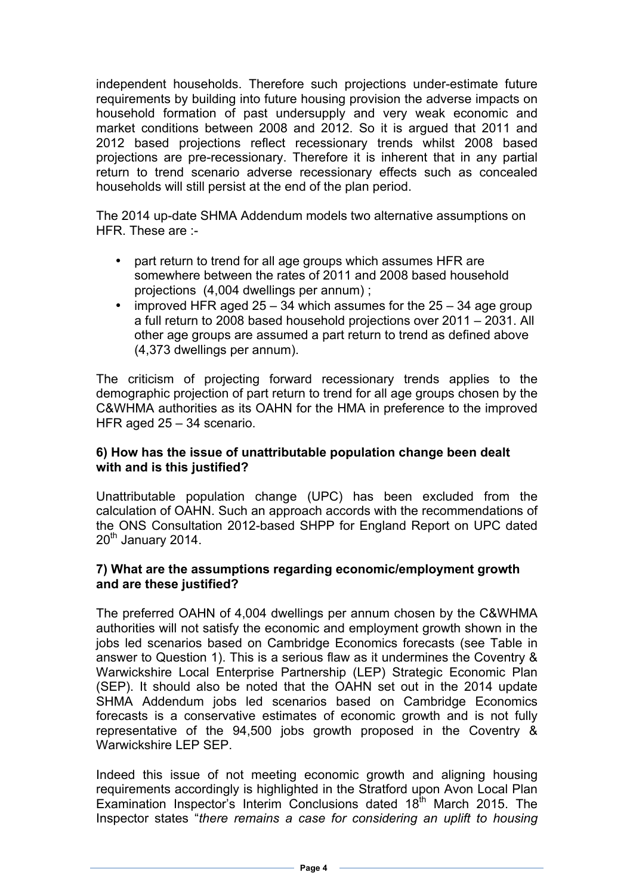independent households. Therefore such projections under-estimate future requirements by building into future housing provision the adverse impacts on household formation of past undersupply and very weak economic and market conditions between 2008 and 2012. So it is argued that 2011 and 2012 based projections reflect recessionary trends whilst 2008 based projections are pre-recessionary. Therefore it is inherent that in any partial return to trend scenario adverse recessionary effects such as concealed households will still persist at the end of the plan period.

The 2014 up-date SHMA Addendum models two alternative assumptions on HFR. These are :-

- part return to trend for all age groups which assumes HFR are somewhere between the rates of 2011 and 2008 based household projections (4,004 dwellings per annum) ;
- improved HFR aged 25 – 34 which assumes for the 25 – 34 age group a full return to 2008 based household projections over 2011 – 2031. All other age groups are assumed a part return to trend as defined above (4,373 dwellings per annum).

The criticism of projecting forward recessionary trends applies to the demographic projection of part return to trend for all age groups chosen by the C&WHMA authorities as its OAHN for the HMA in preference to the improved HFR aged 25 – 34 scenario.

**6) How has the issue of unattributable population change been dealt with and is this justified?**

Unattributable population change (UPC) has been excluded from the calculation of OAHN. Such an approach accords with the recommendations of the ONS Consultation 2012-based SHPP for England Report on UPC dated 20th January 2014.

**7) What are the assumptions regarding economic/employment growth and are these justified?**

The preferred OAHN of 4,004 dwellings per annum chosen by the C&WHMA authorities will not satisfy the economic and employment growth shown in the jobs led scenarios based on Cambridge Economics forecasts (see Table in answer to Question 1). This is a serious flaw as it undermines the Coventry & Warwickshire Local Enterprise Partnership (LEP) Strategic Economic Plan (SEP). It should also be noted that the OAHN set out in the 2014 update SHMA Addendum jobs led scenarios based on Cambridge Economics forecasts is a conservative estimates of economic growth and is not fully representative of the 94,500 jobs growth proposed in the Coventry & Warwickshire LEP SEP.

Indeed this issue of not meeting economic growth and aligning housing requirements accordingly is highlighted in the Stratford upon Avon Local Plan Examination Inspector's Interim Conclusions dated 18th March 2015. The Inspector states "*there remains a case for considering an uplift to housing*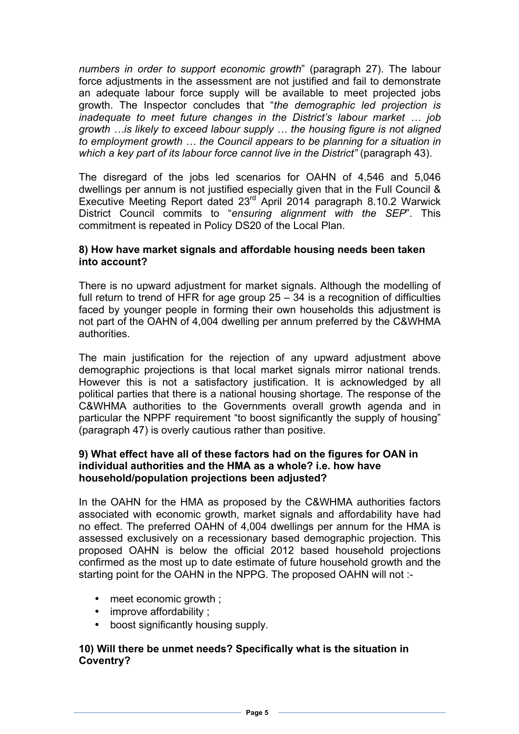*numbers in order to support economic growth*" (paragraph 27). The labour force adjustments in the assessment are not justified and fail to demonstrate an adequate labour force supply will be available to meet projected jobs growth. The Inspector concludes that "*the demographic led projection is inadequate to meet future changes in the District's labour market … job growth …is likely to exceed labour supply … the housing figure is not aligned to employment growth … the Council appears to be planning for a situation in which a key part of its labour force cannot live in the District"* (paragraph 43).

The disregard of the jobs led scenarios for OAHN of 4,546 and 5,046 dwellings per annum is not justified especially given that in the Full Council & Executive Meeting Report dated 23rd April 2014 paragraph 8.10.2 Warwick District Council commits to "*ensuring alignment with the SEP*". This commitment is repeated in Policy DS20 of the Local Plan.

**8) How have market signals and affordable housing needs been taken into account?**

There is no upward adjustment for market signals. Although the modelling of full return to trend of HFR for age group 25 – 34 is a recognition of difficulties faced by younger people in forming their own households this adjustment is not part of the OAHN of 4,004 dwelling per annum preferred by the C&WHMA authorities.

The main justification for the rejection of any upward adjustment above demographic projections is that local market signals mirror national trends. However this is not a satisfactory justification. It is acknowledged by all political parties that there is a national housing shortage. The response of the C&WHMA authorities to the Governments overall growth agenda and in particular the NPPF requirement "to boost significantly the supply of housing" (paragraph 47) is overly cautious rather than positive.

**9) What effect have all of these factors had on the figures for OAN in individual authorities and the HMA as a whole? i.e. how have household/population projections been adjusted?**

In the OAHN for the HMA as proposed by the C&WHMA authorities factors associated with economic growth, market signals and affordability have had no effect. The preferred OAHN of 4,004 dwellings per annum for the HMA is assessed exclusively on a recessionary based demographic projection. This proposed OAHN is below the official 2012 based household projections confirmed as the most up to date estimate of future household growth and the starting point for the OAHN in the NPPG. The proposed OAHN will not :-

- meet economic growth ;
- improve affordability ;
- boost significantly housing supply.

**10) Will there be unmet needs? Specifically what is the situation in Coventry?**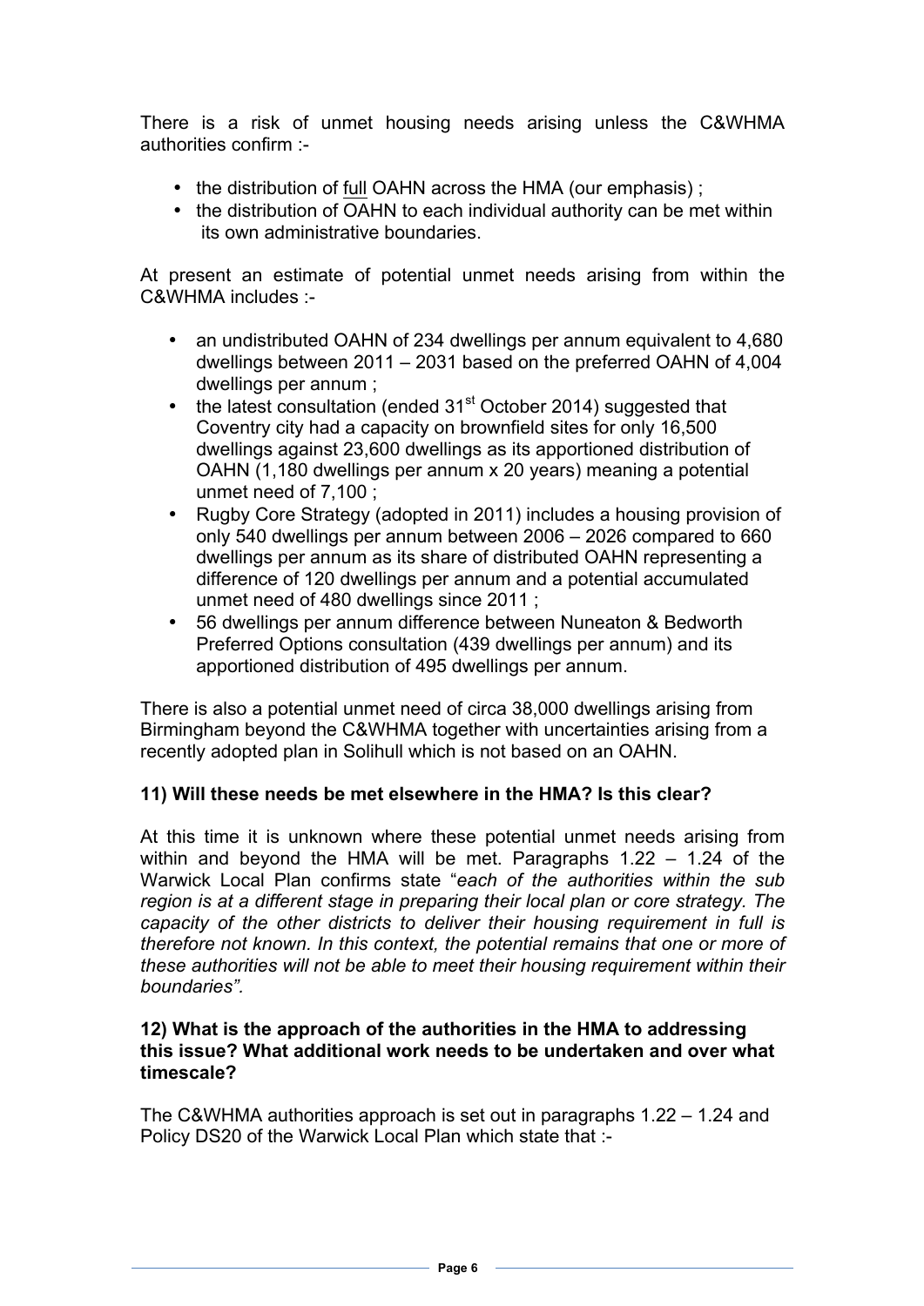There is a risk of unmet housing needs arising unless the C&WHMA authorities confirm :-

- the distribution of <u>full</u> OAHN across the HMA (our emphasis) ;
- the distribution of OAHN to each individual authority can be met within its own administrative boundaries.

At present an estimate of potential unmet needs arising from within the C&WHMA includes :-

- an undistributed OAHN of 234 dwellings per annum equivalent to 4,680 dwellings between 2011 – 2031 based on the preferred OAHN of 4,004 dwellings per annum ;
- the latest consultation (ended 31st October 2014) suggested that Coventry city had a capacity on brownfield sites for only 16,500 dwellings against 23,600 dwellings as its apportioned distribution of OAHN (1,180 dwellings per annum x 20 years) meaning a potential unmet need of 7,100 ;
- Rugby Core Strategy (adopted in 2011) includes a housing provision of only 540 dwellings per annum between 2006 – 2026 compared to 660 dwellings per annum as its share of distributed OAHN representing a difference of 120 dwellings per annum and a potential accumulated unmet need of 480 dwellings since 2011 ;
- 56 dwellings per annum difference between Nuneaton & Bedworth Preferred Options consultation (439 dwellings per annum) and its apportioned distribution of 495 dwellings per annum.

There is also a potential unmet need of circa 38,000 dwellings arising from Birmingham beyond the C&WHMA together with uncertainties arising from a recently adopted plan in Solihull which is not based on an OAHN.

**11) Will these needs be met elsewhere in the HMA? Is this clear?**

At this time it is unknown where these potential unmet needs arising from within and beyond the HMA will be met. Paragraphs 1.22 – 1.24 of the Warwick Local Plan confirms state "*each of the authorities within the sub region is at a different stage in preparing their local plan or core strategy. The capacity of the other districts to deliver their housing requirement in full is therefore not known. In this context, the potential remains that one or more of these authorities will not be able to meet their housing requirement within their boundaries".*

**12) What is the approach of the authorities in the HMA to addressing this issue? What additional work needs to be undertaken and over what timescale?**

The C&WHMA authorities approach is set out in paragraphs 1.22 – 1.24 and Policy DS20 of the Warwick Local Plan which state that :-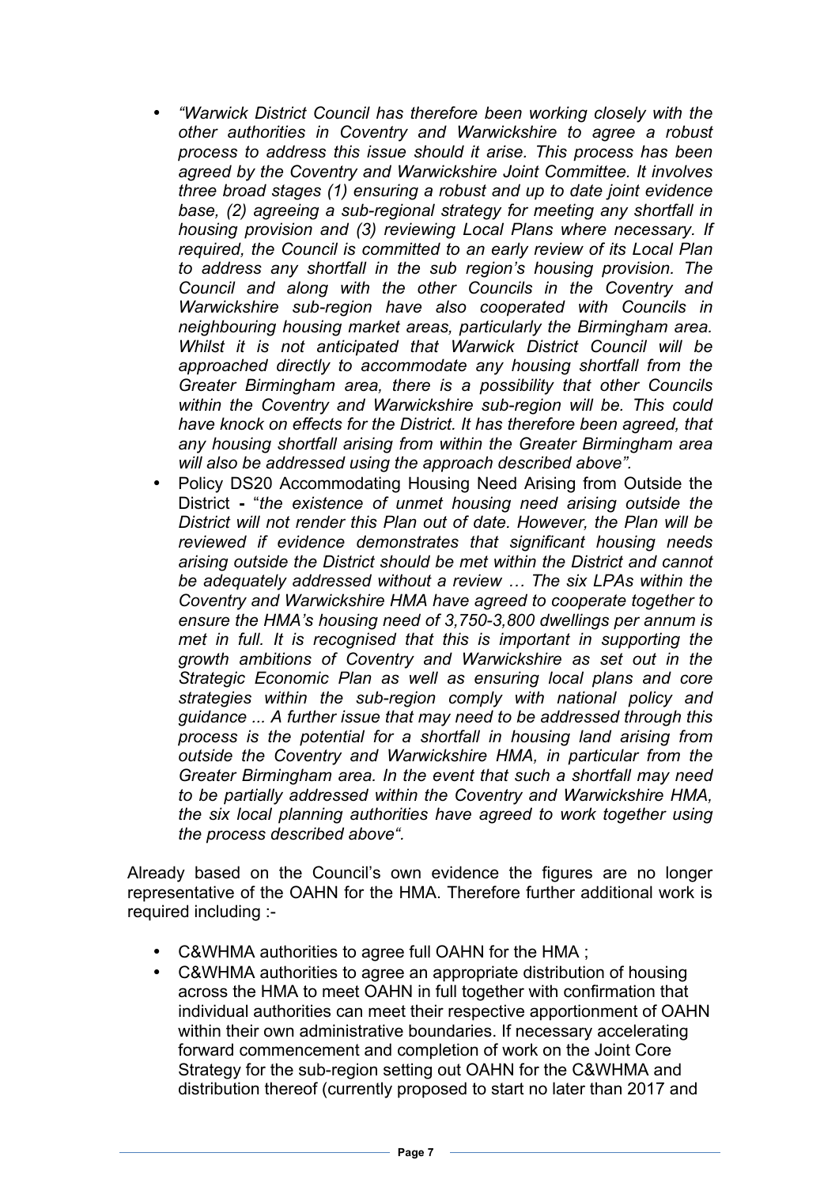- *"Warwick District Council has therefore been working closely with the other authorities in Coventry and Warwickshire to agree a robust process to address this issue should it arise. This process has been agreed by the Coventry and Warwickshire Joint Committee. It involves three broad stages (1) ensuring a robust and up to date joint evidence base, (2) agreeing a sub-regional strategy for meeting any shortfall in housing provision and (3) reviewing Local Plans where necessary. If required, the Council is committed to an early review of its Local Plan to address any shortfall in the sub region's housing provision. The Council and along with the other Councils in the Coventry and Warwickshire sub-region have also cooperated with Councils in neighbouring housing market areas, particularly the Birmingham area. Whilst it is not anticipated that Warwick District Council will be approached directly to accommodate any housing shortfall from the Greater Birmingham area, there is a possibility that other Councils within the Coventry and Warwickshire sub-region will be. This could have knock on effects for the District. It has therefore been agreed, that any housing shortfall arising from within the Greater Birmingham area will also be addressed using the approach described above".*
- Policy DS20 Accommodating Housing Need Arising from Outside the District **-** "*the existence of unmet housing need arising outside the District will not render this Plan out of date. However, the Plan will be reviewed if evidence demonstrates that significant housing needs arising outside the District should be met within the District and cannot be adequately addressed without a review … The six LPAs within the Coventry and Warwickshire HMA have agreed to cooperate together to ensure the HMA's housing need of 3,750-3,800 dwellings per annum is met in full. It is recognised that this is important in supporting the growth ambitions of Coventry and Warwickshire as set out in the Strategic Economic Plan as well as ensuring local plans and core strategies within the sub-region comply with national policy and guidance ... A further issue that may need to be addressed through this process is the potential for a shortfall in housing land arising from outside the Coventry and Warwickshire HMA, in particular from the Greater Birmingham area. In the event that such a shortfall may need to be partially addressed within the Coventry and Warwickshire HMA, the six local planning authorities have agreed to work together using the process described above".*

Already based on the Council's own evidence the figures are no longer representative of the OAHN for the HMA. Therefore further additional work is required including :-

- C&WHMA authorities to agree full OAHN for the HMA ;
- C&WHMA authorities to agree an appropriate distribution of housing across the HMA to meet OAHN in full together with confirmation that individual authorities can meet their respective apportionment of OAHN within their own administrative boundaries. If necessary accelerating forward commencement and completion of work on the Joint Core Strategy for the sub-region setting out OAHN for the C&WHMA and distribution thereof (currently proposed to start no later than 2017 and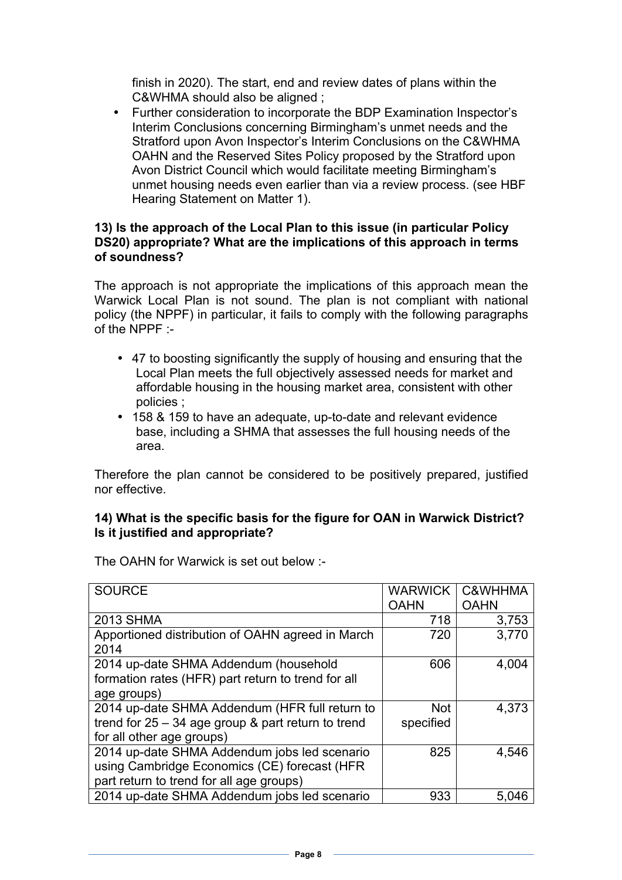finish in 2020). The start, end and review dates of plans within the C&WHMA should also be aligned ;

- Further consideration to incorporate the BDP Examination Inspector's Interim Conclusions concerning Birmingham's unmet needs and the Stratford upon Avon Inspector's Interim Conclusions on the C&WHMA OAHN and the Reserved Sites Policy proposed by the Stratford upon Avon District Council which would facilitate meeting Birmingham's unmet housing needs even earlier than via a review process. (see HBF Hearing Statement on Matter 1).

**13) Is the approach of the Local Plan to this issue (in particular Policy DS20) appropriate? What are the implications of this approach in terms of soundness?**

The approach is not appropriate the implications of this approach mean the Warwick Local Plan is not sound. The plan is not compliant with national policy (the NPPF) in particular, it fails to comply with the following paragraphs of the NPPF :-

- 47 to boosting significantly the supply of housing and ensuring that the Local Plan meets the full objectively assessed needs for market and affordable housing in the housing market area, consistent with other policies ;
- 158 & 159 to have an adequate, up-to-date and relevant evidence base, including a SHMA that assesses the full housing needs of the area.

Therefore the plan cannot be considered to be positively prepared, justified nor effective.

**14) What is the specific basis for the figure for OAN in Warwick District? Is it justified and appropriate?**

The OAHN for Warwick is set out below :-

| SOURCE | WARWICK OAHN | C&WHHMA OAHN |
|---|---|---|
| 2013 SHMA | 718 | 3,753 |
| Apportioned distribution of OAHN agreed in March 2014 | 720 | 3,770 |
| 2014 up-date SHMA Addendum (household formation rates (HFR) part return to trend for all age groups) | 606 | 4,004 |
| 2014 up-date SHMA Addendum (HFR full return to trend for 25 – 34 age group & part return to trend for all other age groups) | Not specified | 4,373 |
| 2014 up-date SHMA Addendum jobs led scenario using Cambridge Economics (CE) forecast (HFR part return to trend for all age groups) | 825 | 4,546 |
| 2014 up-date SHMA Addendum jobs led scenario | 933 | 5,046 |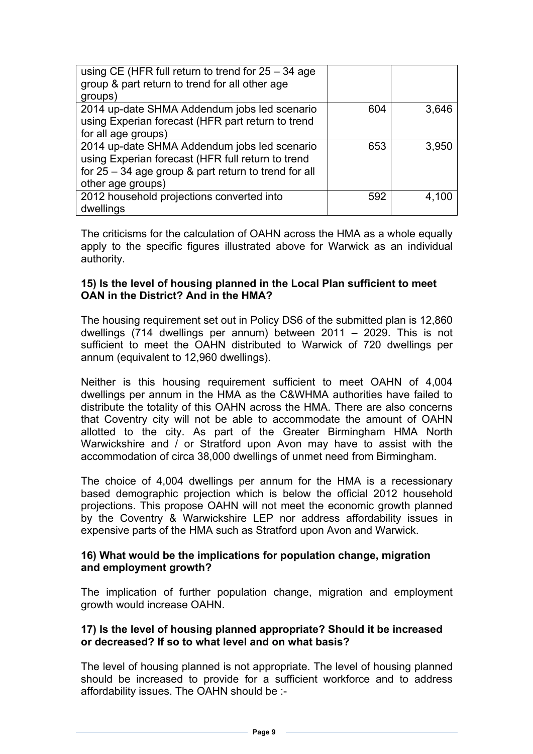| | | |
|---|---|---|
| using CE (HFR full return to trend for 25 – 34 age group & part return to trend for all other age groups) | | |
| 2014 up-date SHMA Addendum jobs led scenario using Experian forecast (HFR part return to trend for all age groups) | 604 | 3,646 |
| 2014 up-date SHMA Addendum jobs led scenario using Experian forecast (HFR full return to trend for 25 – 34 age group & part return to trend for all other age groups) | 653 | 3,950 |
| 2012 household projections converted into dwellings | 592 | 4,100 |

The criticisms for the calculation of OAHN across the HMA as a whole equally apply to the specific figures illustrated above for Warwick as an individual authority.

**15) Is the level of housing planned in the Local Plan sufficient to meet OAN in the District? And in the HMA?**

The housing requirement set out in Policy DS6 of the submitted plan is 12,860 dwellings (714 dwellings per annum) between 2011 – 2029. This is not sufficient to meet the OAHN distributed to Warwick of 720 dwellings per annum (equivalent to 12,960 dwellings).

Neither is this housing requirement sufficient to meet OAHN of 4,004 dwellings per annum in the HMA as the C&WHMA authorities have failed to distribute the totality of this OAHN across the HMA. There are also concerns that Coventry city will not be able to accommodate the amount of OAHN allotted to the city. As part of the Greater Birmingham HMA North Warwickshire and / or Stratford upon Avon may have to assist with the accommodation of circa 38,000 dwellings of unmet need from Birmingham.

The choice of 4,004 dwellings per annum for the HMA is a recessionary based demographic projection which is below the official 2012 household projections. This propose OAHN will not meet the economic growth planned by the Coventry & Warwickshire LEP nor address affordability issues in expensive parts of the HMA such as Stratford upon Avon and Warwick.

**16) What would be the implications for population change, migration and employment growth?**

The implication of further population change, migration and employment growth would increase OAHN.

**17) Is the level of housing planned appropriate? Should it be increased or decreased? If so to what level and on what basis?**

The level of housing planned is not appropriate. The level of housing planned should be increased to provide for a sufficient workforce and to address affordability issues. The OAHN should be :-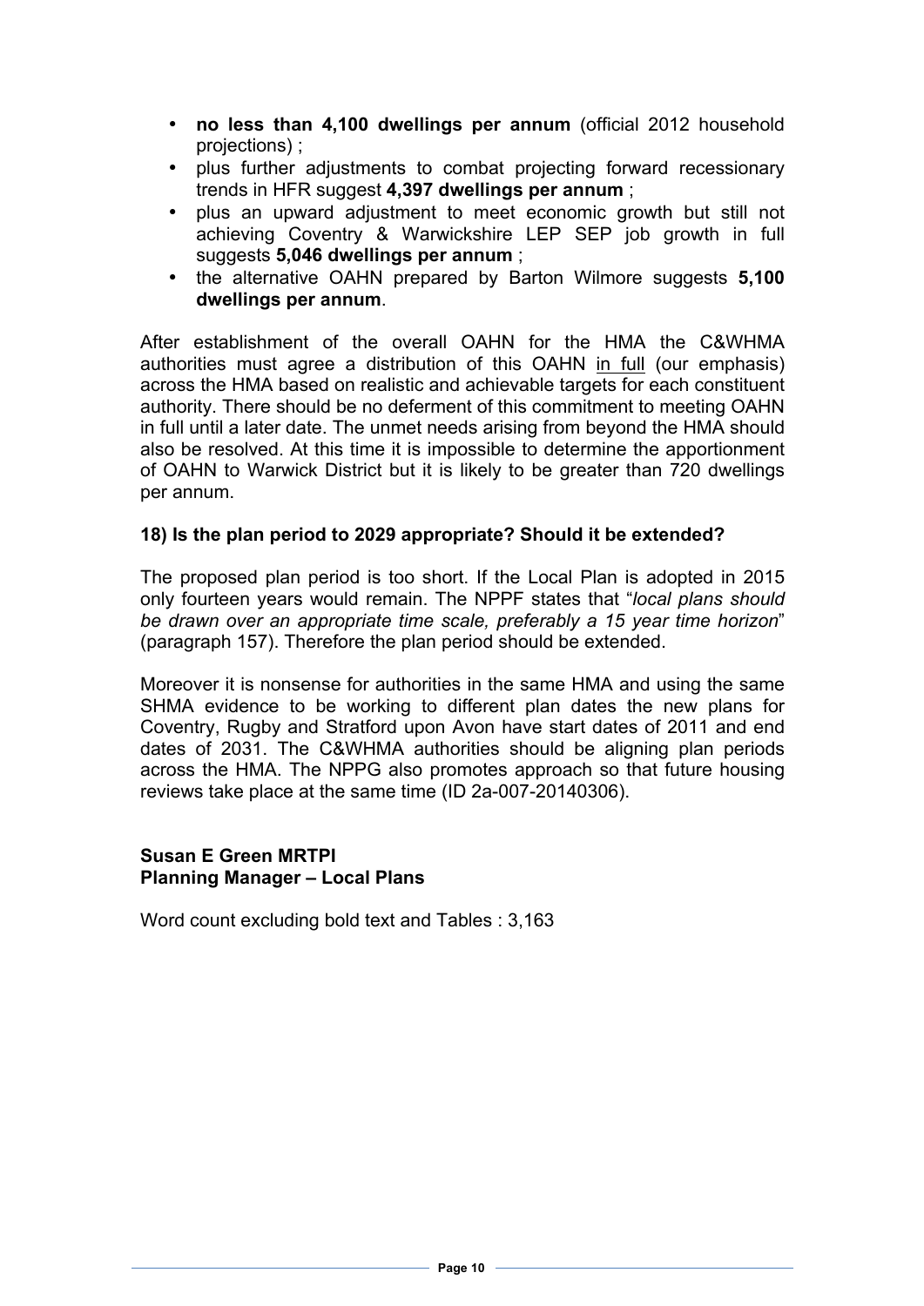- **no less than 4,100 dwellings per annum** (official 2012 household projections) ;
- plus further adjustments to combat projecting forward recessionary trends in HFR suggest **4,397 dwellings per annum** ;
- plus an upward adjustment to meet economic growth but still not achieving Coventry & Warwickshire LEP SEP job growth in full suggests **5,046 dwellings per annum** ;
- the alternative OAHN prepared by Barton Wilmore suggests **5,100 dwellings per annum**.

After establishment of the overall OAHN for the HMA the C&WHMA authorities must agree a distribution of this OAHN in full (our emphasis) across the HMA based on realistic and achievable targets for each constituent authority. There should be no deferment of this commitment to meeting OAHN in full until a later date. The unmet needs arising from beyond the HMA should also be resolved. At this time it is impossible to determine the apportionment of OAHN to Warwick District but it is likely to be greater than 720 dwellings per annum.

**18) Is the plan period to 2029 appropriate? Should it be extended?**

The proposed plan period is too short. If the Local Plan is adopted in 2015 only fourteen years would remain. The NPPF states that "*local plans should be drawn over an appropriate time scale, preferably a 15 year time horizon*" (paragraph 157). Therefore the plan period should be extended.

Moreover it is nonsense for authorities in the same HMA and using the same SHMA evidence to be working to different plan dates the new plans for Coventry, Rugby and Stratford upon Avon have start dates of 2011 and end dates of 2031. The C&WHMA authorities should be aligning plan periods across the HMA. The NPPG also promotes approach so that future housing reviews take place at the same time (ID 2a-007-20140306).

**Susan E Green MRTPI**
**Planning Manager – Local Plans**

Word count excluding bold text and Tables : 3,163